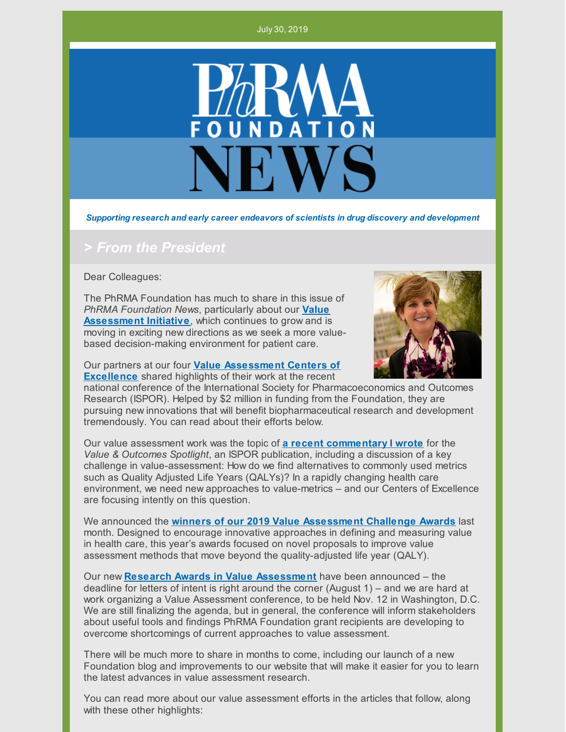July 30, 2019

# PhRMA FOUNDATION NEWS

***Supporting research and early career endeavors of scientists in drug discovery and development***

## > From the President

Dear Colleagues:

The PhRMA Foundation has much to share in this issue of *PhRMA Foundation News*, particularly about our **Value Assessment Initiative**, which continues to grow and is moving in exciting new directions as we seek a more value-based decision-making environment for patient care.

Our partners at our four **Value Assessment Centers of Excellence** shared highlights of their work at the recent national conference of the International Society for Pharmacoeconomics and Outcomes Research (ISPOR). Helped by $2 million in funding from the Foundation, they are pursuing new innovations that will benefit biopharmaceutical research and development tremendously. You can read about their efforts below.

Our value assessment work was the topic of **a recent commentary I wrote** for the *Value & Outcomes Spotlight*, an ISPOR publication, including a discussion of a key challenge in value-assessment: How do we find alternatives to commonly used metrics such as Quality Adjusted Life Years (QALYs)? In a rapidly changing health care environment, we need new approaches to value-metrics – and our Centers of Excellence are focusing intently on this question.

We announced the **winners of our 2019 Value Assessment Challenge Awards** last month. Designed to encourage innovative approaches in defining and measuring value in health care, this year's awards focused on novel proposals to improve value assessment methods that move beyond the quality-adjusted life year (QALY).

Our new **Research Awards in Value Assessment** have been announced – the deadline for letters of intent is right around the corner (August 1) – and we are hard at work organizing a Value Assessment conference, to be held Nov. 12 in Washington, D.C. We are still finalizing the agenda, but in general, the conference will inform stakeholders about useful tools and findings PhRMA Foundation grant recipients are developing to overcome shortcomings of current approaches to value assessment.

There will be much more to share in months to come, including our launch of a new Foundation blog and improvements to our website that will make it easier for you to learn the latest advances in value assessment research.

You can read more about our value assessment efforts in the articles that follow, along with these other highlights: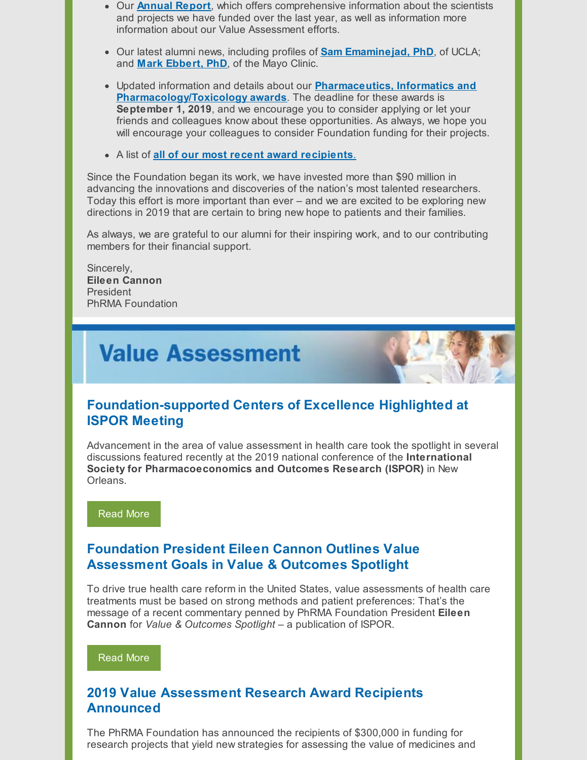- Our **Annual Report**, which offers comprehensive information about the scientists and projects we have funded over the last year, as well as information more information about our Value Assessment efforts.
- Our latest alumni news, including profiles of **Sam Emaminejad, PhD**, of UCLA; and **Mark Ebbert, PhD**, of the Mayo Clinic.
- Updated information and details about our **Pharmaceutics, Informatics and Pharmacology/Toxicology awards**. The deadline for these awards is **September 1, 2019**, and we encourage you to consider applying or let your friends and colleagues know about these opportunities. As always, we hope you will encourage your colleagues to consider Foundation funding for their projects.
- A list of **all of our most recent award recipients.**

Since the Foundation began its work, we have invested more than $90 million in advancing the innovations and discoveries of the nation's most talented researchers. Today this effort is more important than ever – and we are excited to be exploring new directions in 2019 that are certain to bring new hope to patients and their families.

As always, we are grateful to our alumni for their inspiring work, and to our contributing members for their financial support.

Sincerely,
**Eileen Cannon**
President
PhRMA Foundation

# Value Assessment

## Foundation-supported Centers of Excellence Highlighted at ISPOR Meeting

Advancement in the area of value assessment in health care took the spotlight in several discussions featured recently at the 2019 national conference of the **International Society for Pharmacoeconomics and Outcomes Research (ISPOR)** in New Orleans.

Read More

## Foundation President Eileen Cannon Outlines Value Assessment Goals in Value & Outcomes Spotlight

To drive true health care reform in the United States, value assessments of health care treatments must be based on strong methods and patient preferences: That's the message of a recent commentary penned by PhRMA Foundation President **Eileen Cannon** for *Value & Outcomes Spotlight* – a publication of ISPOR.

Read More

## 2019 Value Assessment Research Award Recipients Announced

The PhRMA Foundation has announced the recipients of $300,000 in funding for research projects that yield new strategies for assessing the value of medicines and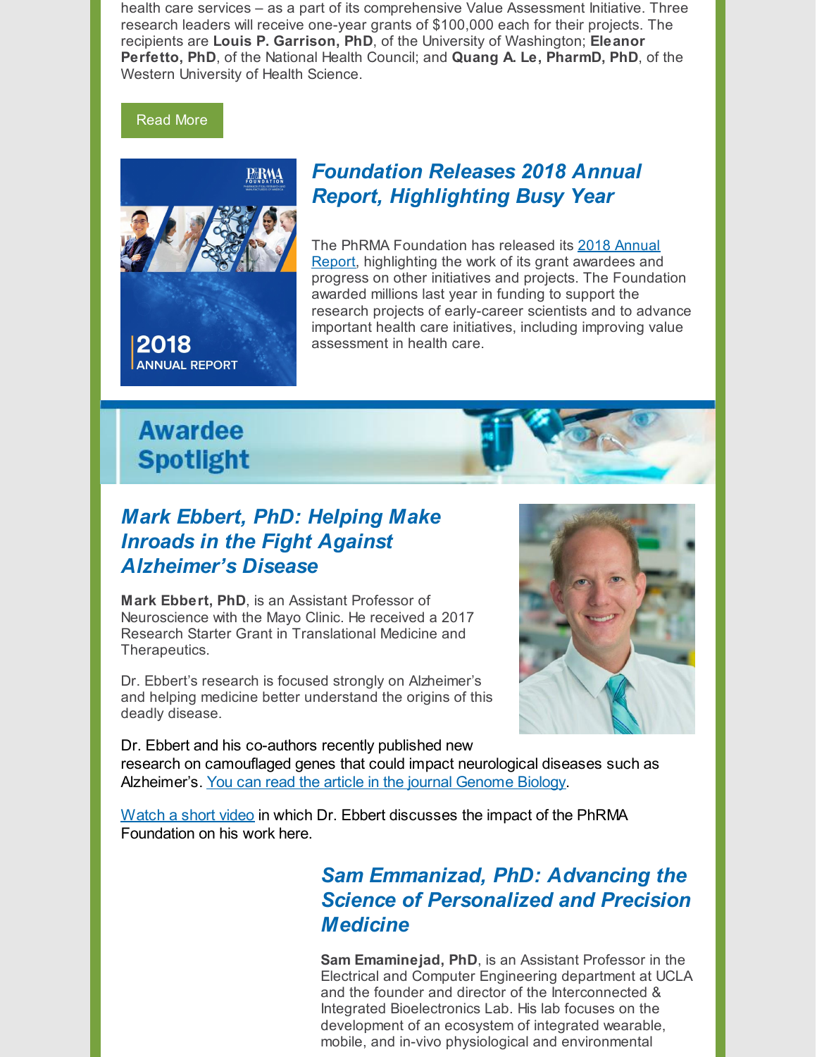health care services – as a part of its comprehensive Value Assessment Initiative. Three research leaders will receive one-year grants of $100,000 each for their projects. The recipients are **Louis P. Garrison, PhD**, of the University of Washington; **Eleanor Perfetto, PhD**, of the National Health Council; and **Quang A. Le, PharmD, PhD**, of the Western University of Health Science.

Read More

### *Foundation Releases 2018 Annual Report, Highlighting Busy Year*

The PhRMA Foundation has released its 2018 Annual Report, highlighting the work of its grant awardees and progress on other initiatives and projects. The Foundation awarded millions last year in funding to support the research projects of early-career scientists and to advance important health care initiatives, including improving value assessment in health care.

## Awardee Spotlight

### *Mark Ebbert, PhD: Helping Make Inroads in the Fight Against Alzheimer's Disease*

**Mark Ebbert, PhD**, is an Assistant Professor of Neuroscience with the Mayo Clinic. He received a 2017 Research Starter Grant in Translational Medicine and Therapeutics.

Dr. Ebbert's research is focused strongly on Alzheimer's and helping medicine better understand the origins of this deadly disease.

Dr. Ebbert and his co-authors recently published new research on camouflaged genes that could impact neurological diseases such as Alzheimer's. You can read the article in the journal Genome Biology.

Watch a short video in which Dr. Ebbert discusses the impact of the PhRMA Foundation on his work here.

### *Sam Emmanizad, PhD: Advancing the Science of Personalized and Precision Medicine*

**Sam Emaminejad, PhD**, is an Assistant Professor in the Electrical and Computer Engineering department at UCLA and the founder and director of the Interconnected & Integrated Bioelectronics Lab. His lab focuses on the development of an ecosystem of integrated wearable, mobile, and in-vivo physiological and environmental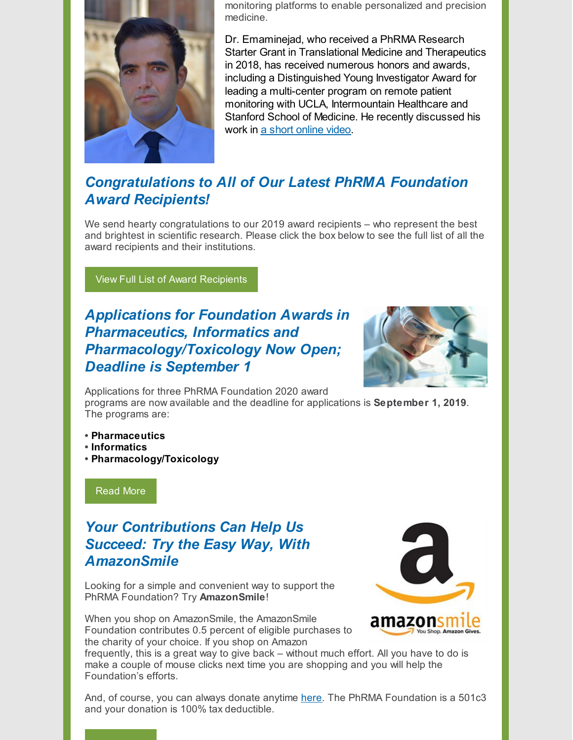monitoring platforms to enable personalized and precision medicine.

Dr. Emaminejad, who received a PhRMA Research Starter Grant in Translational Medicine and Therapeutics in 2018, has received numerous honors and awards, including a Distinguished Young Investigator Award for leading a multi-center program on remote patient monitoring with UCLA, Intermountain Healthcare and Stanford School of Medicine. He recently discussed his work in [a short online video](#).

## *Congratulations to All of Our Latest PhRMA Foundation Award Recipients!*

We send hearty congratulations to our 2019 award recipients – who represent the best and brightest in scientific research. Please click the box below to see the full list of all the award recipients and their institutions.

View Full List of Award Recipients

## *Applications for Foundation Awards in Pharmaceutics, Informatics and Pharmacology/Toxicology Now Open; Deadline is September 1*

Applications for three PhRMA Foundation 2020 award programs are now available and the deadline for applications is **September 1, 2019**. The programs are:

- **Pharmaceutics**
- **Informatics**
- **Pharmacology/Toxicology**

Read More

## *Your Contributions Can Help Us Succeed: Try the Easy Way, With AmazonSmile*

Looking for a simple and convenient way to support the PhRMA Foundation? Try **AmazonSmile**!

When you shop on AmazonSmile, the AmazonSmile Foundation contributes 0.5 percent of eligible purchases to the charity of your choice. If you shop on Amazon frequently, this is a great way to give back – without much effort. All you have to do is make a couple of mouse clicks next time you are shopping and you will help the Foundation's efforts.

And, of course, you can always donate anytime [here](#). The PhRMA Foundation is a 501c3 and your donation is 100% tax deductible.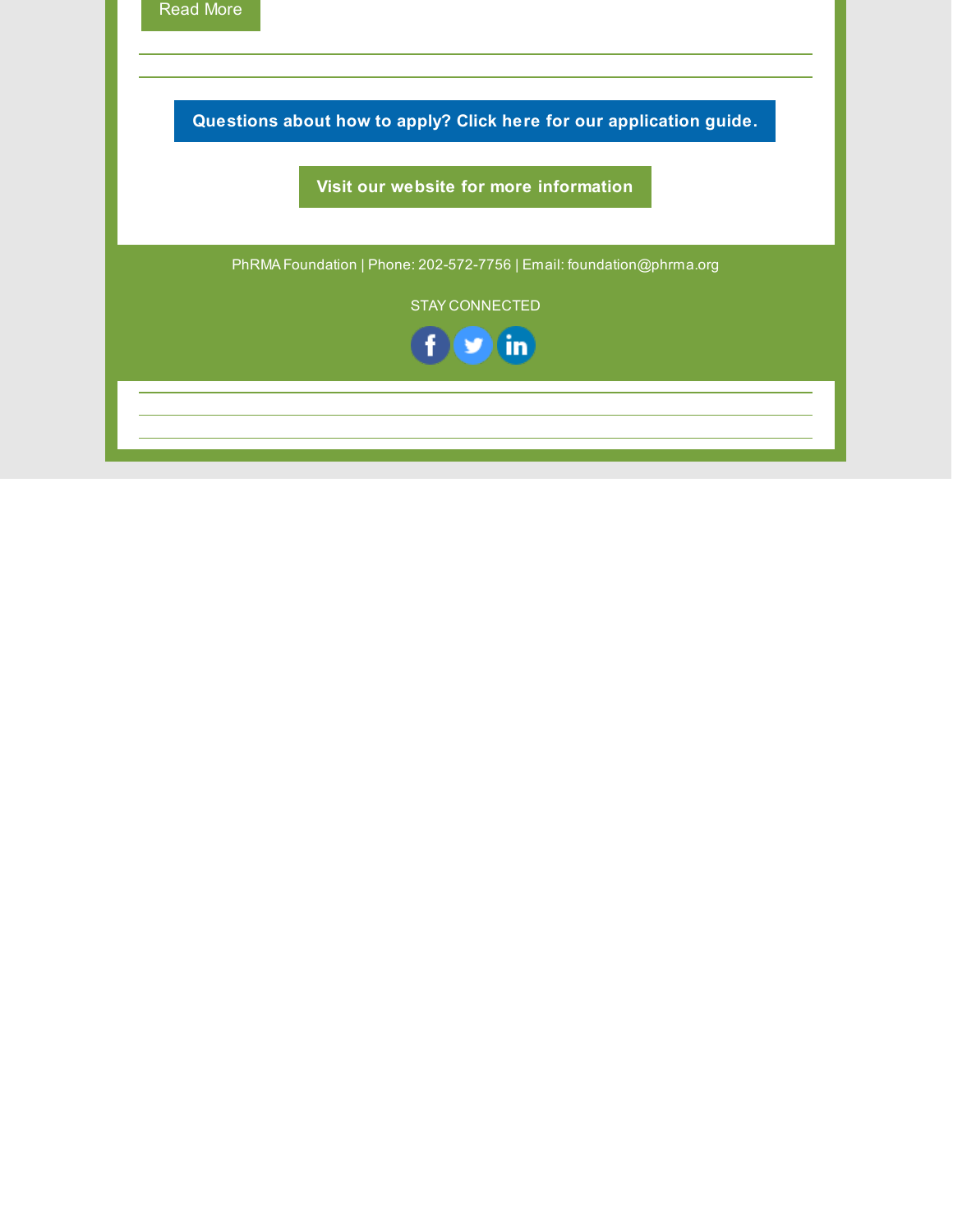Read More

---

---

Questions about how to apply? Click here for our application guide.

Visit our website for more information

PhRMA Foundation | Phone: 202-572-7756 | Email: foundation@phrma.org

STAY CONNECTED